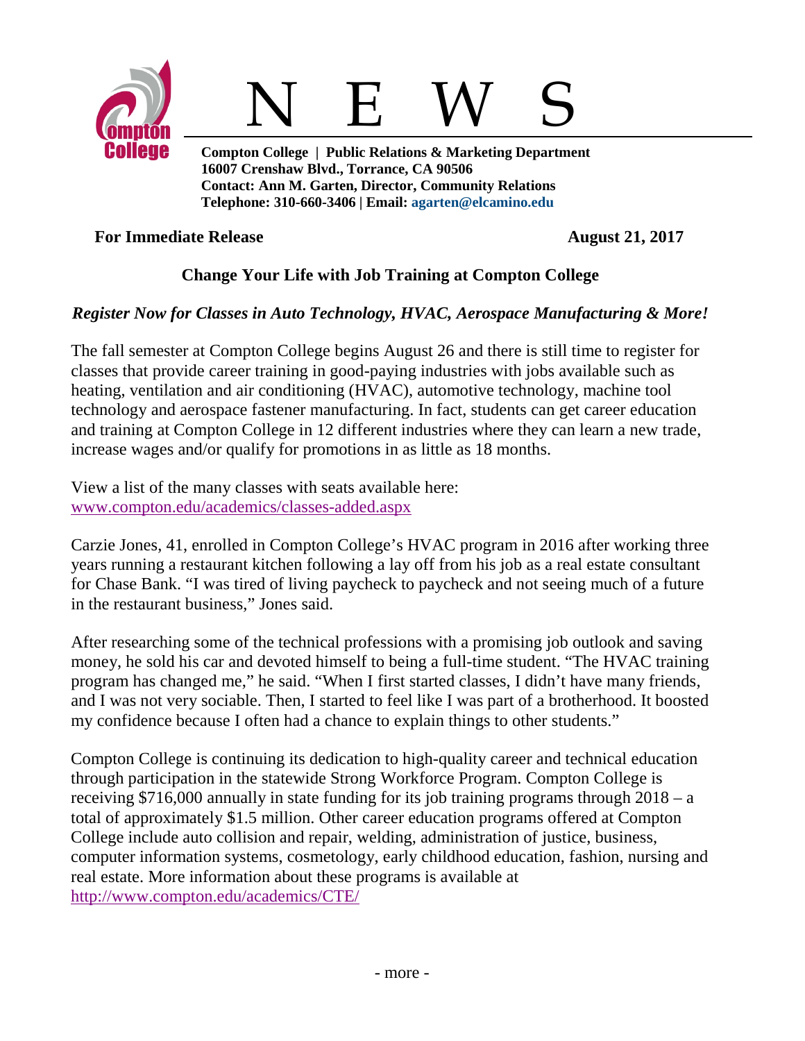# N E W S

**Compton College | Public Relations & Marketing Department**
**16007 Crenshaw Blvd., Torrance, CA 90506**
**Contact: Ann M. Garten, Director, Community Relations**
**Telephone: 310-660-3406 | Email: agarten@elcamino.edu**

**For Immediate Release** **August 21, 2017**

## Change Your Life with Job Training at Compton College

***Register Now for Classes in Auto Technology, HVAC, Aerospace Manufacturing & More!***

The fall semester at Compton College begins August 26 and there is still time to register for classes that provide career training in good-paying industries with jobs available such as heating, ventilation and air conditioning (HVAC), automotive technology, machine tool technology and aerospace fastener manufacturing. In fact, students can get career education and training at Compton College in 12 different industries where they can learn a new trade, increase wages and/or qualify for promotions in as little as 18 months.

View a list of the many classes with seats available here:
www.compton.edu/academics/classes-added.aspx

Carzie Jones, 41, enrolled in Compton College's HVAC program in 2016 after working three years running a restaurant kitchen following a lay off from his job as a real estate consultant for Chase Bank. "I was tired of living paycheck to paycheck and not seeing much of a future in the restaurant business," Jones said.

After researching some of the technical professions with a promising job outlook and saving money, he sold his car and devoted himself to being a full-time student. "The HVAC training program has changed me," he said. "When I first started classes, I didn't have many friends, and I was not very sociable. Then, I started to feel like I was part of a brotherhood. It boosted my confidence because I often had a chance to explain things to other students."

Compton College is continuing its dedication to high-quality career and technical education through participation in the statewide Strong Workforce Program. Compton College is receiving $716,000 annually in state funding for its job training programs through 2018 – a total of approximately $1.5 million. Other career education programs offered at Compton College include auto collision and repair, welding, administration of justice, business, computer information systems, cosmetology, early childhood education, fashion, nursing and real estate. More information about these programs is available at http://www.compton.edu/academics/CTE/

- more -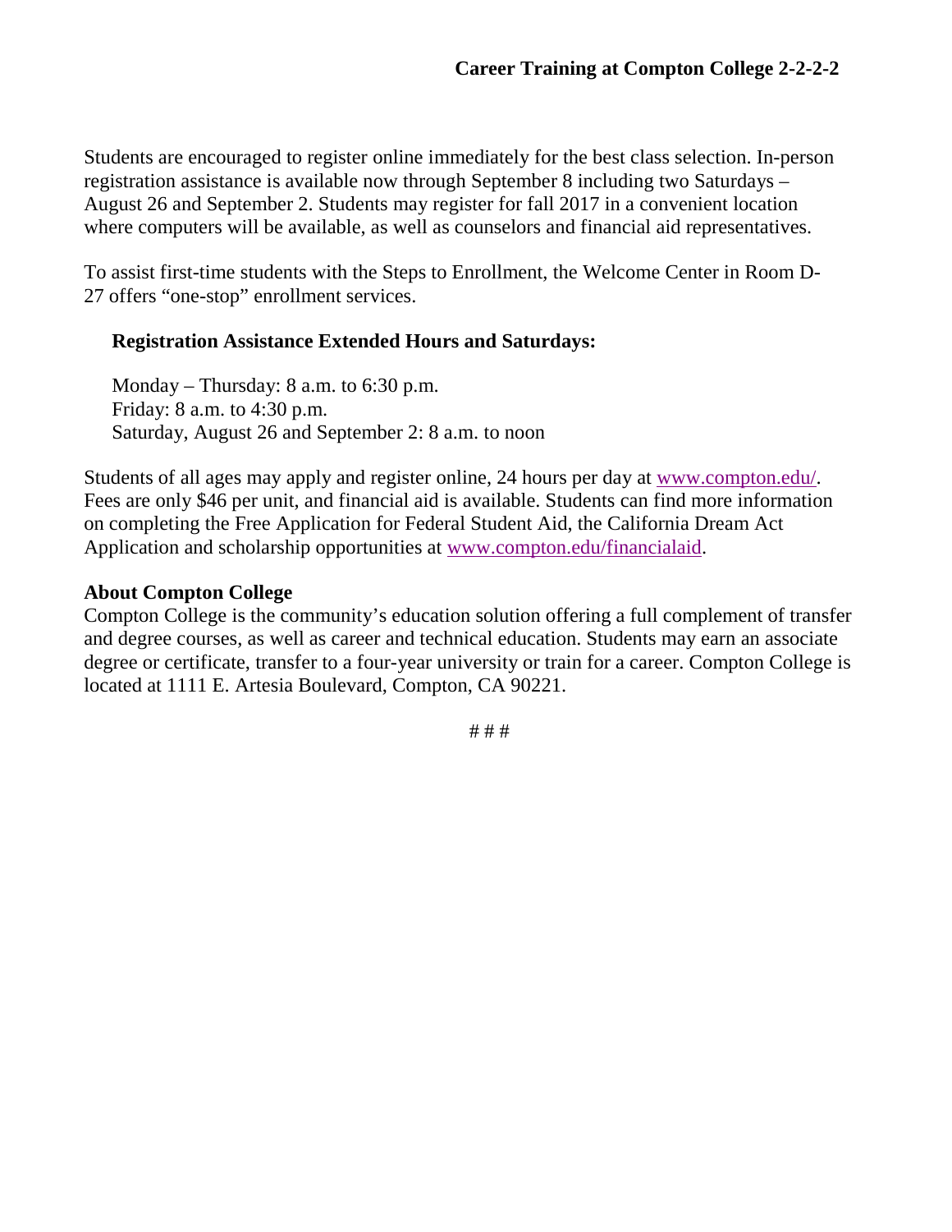Students are encouraged to register online immediately for the best class selection. In-person registration assistance is available now through September 8 including two Saturdays – August 26 and September 2. Students may register for fall 2017 in a convenient location where computers will be available, as well as counselors and financial aid representatives.

To assist first-time students with the Steps to Enrollment, the Welcome Center in Room D-27 offers "one-stop" enrollment services.

**Registration Assistance Extended Hours and Saturdays:**

Monday – Thursday: 8 a.m. to 6:30 p.m.
Friday: 8 a.m. to 4:30 p.m.
Saturday, August 26 and September 2: 8 a.m. to noon

Students of all ages may apply and register online, 24 hours per day at www.compton.edu/. Fees are only $46 per unit, and financial aid is available. Students can find more information on completing the Free Application for Federal Student Aid, the California Dream Act Application and scholarship opportunities at www.compton.edu/financialaid.

**About Compton College**

Compton College is the community's education solution offering a full complement of transfer and degree courses, as well as career and technical education. Students may earn an associate degree or certificate, transfer to a four-year university or train for a career. Compton College is located at 1111 E. Artesia Boulevard, Compton, CA 90221.

# # #